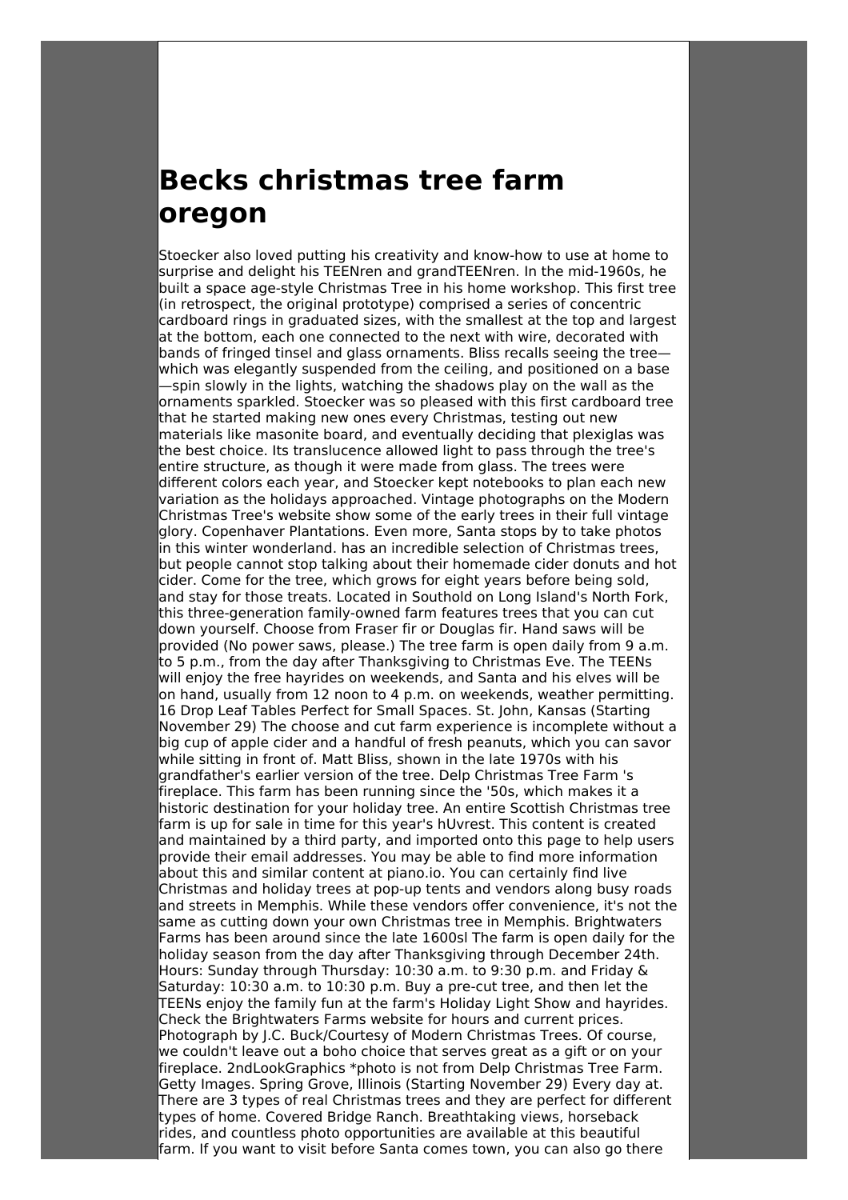# Becks christmas tree farm oregon

Stoecker also loved putting his creativity and know-how to use at home to surprise and delight his TEENren and grandTEENren. In the mid-1960s, he built a space age-style Christmas Tree in his home workshop. This first tree (in retrospect, the original prototype) comprised a series of concentric cardboard rings in graduated sizes, with the smallest at the top and largest at the bottom, each one connected to the next with wire, decorated with bands of fringed tinsel and glass ornaments. Bliss recalls seeing the tree—which was elegantly suspended from the ceiling, and positioned on a base—spin slowly in the lights, watching the shadows play on the wall as the ornaments sparkled. Stoecker was so pleased with this first cardboard tree that he started making new ones every Christmas, testing out new materials like masonite board, and eventually deciding that plexiglas was the best choice. Its translucence allowed light to pass through the tree's entire structure, as though it were made from glass. The trees were different colors each year, and Stoecker kept notebooks to plan each new variation as the holidays approached. Vintage photographs on the Modern Christmas Tree's website show some of the early trees in their full vintage glory. Copenhaver Plantations. Even more, Santa stops by to take photos in this winter wonderland. has an incredible selection of Christmas trees, but people cannot stop talking about their homemade cider donuts and hot cider. Come for the tree, which grows for eight years before being sold, and stay for those treats. Located in Southold on Long Island's North Fork, this three-generation family-owned farm features trees that you can cut down yourself. Choose from Fraser fir or Douglas fir. Hand saws will be provided (No power saws, please.) The tree farm is open daily from 9 a.m. to 5 p.m., from the day after Thanksgiving to Christmas Eve. The TEENs will enjoy the free hayrides on weekends, and Santa and his elves will be on hand, usually from 12 noon to 4 p.m. on weekends, weather permitting. 16 Drop Leaf Tables Perfect for Small Spaces. St. John, Kansas (Starting November 29) The choose and cut farm experience is incomplete without a big cup of apple cider and a handful of fresh peanuts, which you can savor while sitting in front of. Matt Bliss, shown in the late 1970s with his grandfather's earlier version of the tree. Delp Christmas Tree Farm 's fireplace. This farm has been running since the '50s, which makes it a historic destination for your holiday tree. An entire Scottish Christmas tree farm is up for sale in time for this year's hUvrest. This content is created and maintained by a third party, and imported onto this page to help users provide their email addresses. You may be able to find more information about this and similar content at piano.io. You can certainly find live Christmas and holiday trees at pop-up tents and vendors along busy roads and streets in Memphis. While these vendors offer convenience, it's not the same as cutting down your own Christmas tree in Memphis. Brightwaters Farms has been around since the late 1600sl The farm is open daily for the holiday season from the day after Thanksgiving through December 24th. Hours: Sunday through Thursday: 10:30 a.m. to 9:30 p.m. and Friday & Saturday: 10:30 a.m. to 10:30 p.m. Buy a pre-cut tree, and then let the TEENs enjoy the family fun at the farm's Holiday Light Show and hayrides. Check the Brightwaters Farms website for hours and current prices. Photograph by J.C. Buck/Courtesy of Modern Christmas Trees. Of course, we couldn't leave out a boho choice that serves great as a gift or on your fireplace. 2ndLookGraphics *photo is not from Delp Christmas Tree Farm. Getty Images. Spring Grove, Illinois (Starting November 29) Every day at. There are 3 types of real Christmas trees and they are perfect for different types of home. Covered Bridge Ranch. Breathtaking views, horseback rides, and countless photo opportunities are available at this beautiful farm. If you want to visit before Santa comes town, you can also go there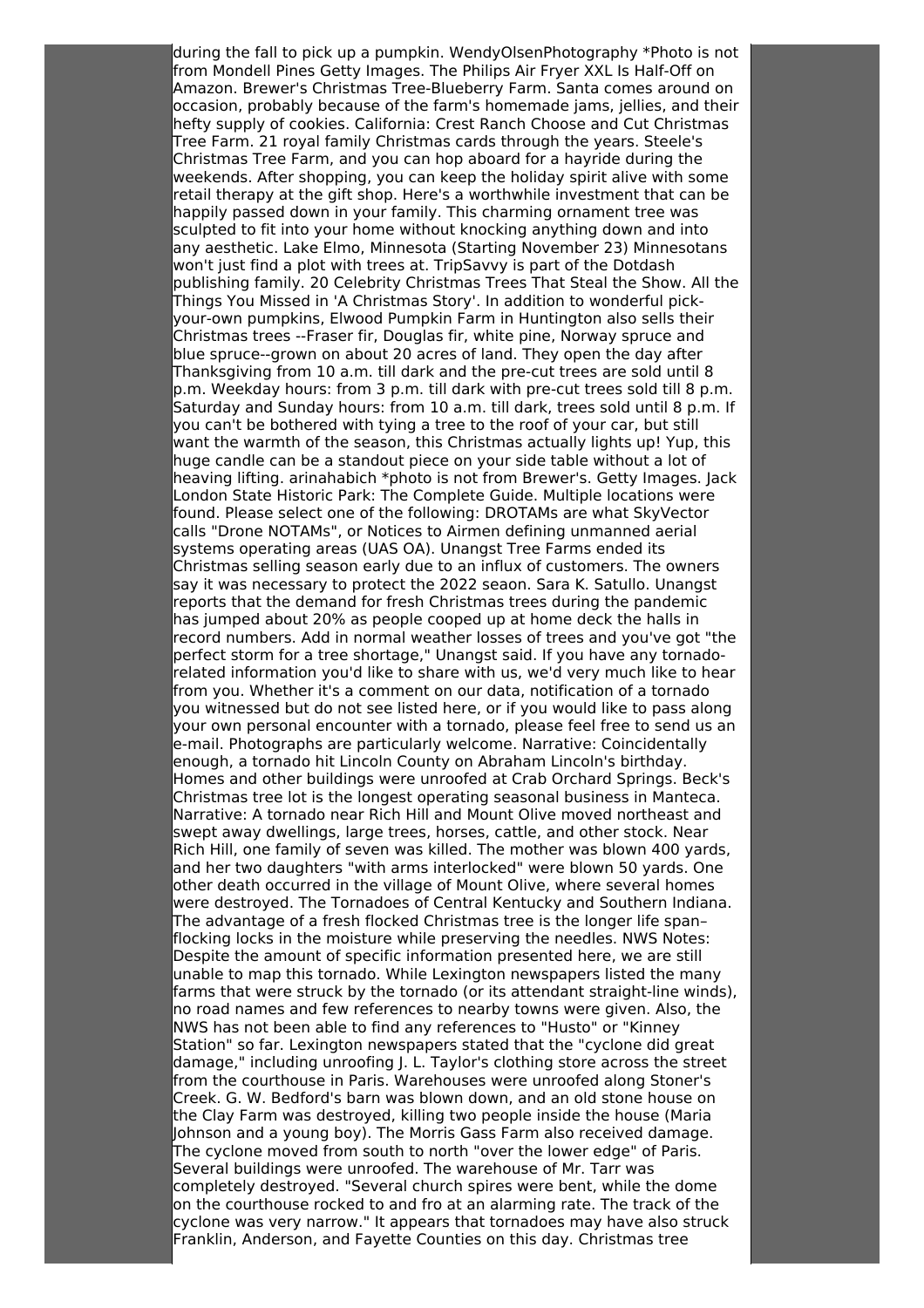during the fall to pick up a pumpkin. WendyOlsenPhotography *Photo is not from Mondell Pines Getty Images. The Philips Air Fryer XXL Is Half-Off on Amazon. Brewer's Christmas Tree-Blueberry Farm. Santa comes around on occasion, probably because of the farm's homemade jams, jellies, and their hefty supply of cookies. California: Crest Ranch Choose and Cut Christmas Tree Farm. 21 royal family Christmas cards through the years. Steele's Christmas Tree Farm, and you can hop aboard for a hayride during the weekends. After shopping, you can keep the holiday spirit alive with some retail therapy at the gift shop. Here's a worthwhile investment that can be happily passed down in your family. This charming ornament tree was sculpted to fit into your home without knocking anything down and into any aesthetic. Lake Elmo, Minnesota (Starting November 23) Minnesotans won't just find a plot with trees at. TripSavvy is part of the Dotdash publishing family. 20 Celebrity Christmas Trees That Steal the Show. All the Things You Missed in 'A Christmas Story'. In addition to wonderful pick-your-own pumpkins, Elwood Pumpkin Farm in Huntington also sells their Christmas trees --Fraser fir, Douglas fir, white pine, Norway spruce and blue spruce--grown on about 20 acres of land. They open the day after Thanksgiving from 10 a.m. till dark and the pre-cut trees are sold until 8 p.m. Weekday hours: from 3 p.m. till dark with pre-cut trees sold till 8 p.m. Saturday and Sunday hours: from 10 a.m. till dark, trees sold until 8 p.m. If you can't be bothered with tying a tree to the roof of your car, but still want the warmth of the season, this Christmas actually lights up! Yup, this huge candle can be a standout piece on your side table without a lot of heaving lifting. arinahabich *photo is not from Brewer's. Getty Images. Jack London State Historic Park: The Complete Guide. Multiple locations were found. Please select one of the following: DROTAMs are what SkyVector calls "Drone NOTAMs", or Notices to Airmen defining unmanned aerial systems operating areas (UAS OA). Unangst Tree Farms ended its Christmas selling season early due to an influx of customers. The owners say it was necessary to protect the 2022 seaon. Sara K. Satullo. Unangst reports that the demand for fresh Christmas trees during the pandemic has jumped about 20% as people cooped up at home deck the halls in record numbers. Add in normal weather losses of trees and you've got "the perfect storm for a tree shortage," Unangst said. If you have any tornado-related information you'd like to share with us, we'd very much like to hear from you. Whether it's a comment on our data, notification of a tornado you witnessed but do not see listed here, or if you would like to pass along your own personal encounter with a tornado, please feel free to send us an e-mail. Photographs are particularly welcome. Narrative: Coincidentally enough, a tornado hit Lincoln County on Abraham Lincoln's birthday. Homes and other buildings were unroofed at Crab Orchard Springs. Beck's Christmas tree lot is the longest operating seasonal business in Manteca. Narrative: A tornado near Rich Hill and Mount Olive moved northeast and swept away dwellings, large trees, horses, cattle, and other stock. Near Rich Hill, one family of seven was killed. The mother was blown 400 yards, and her two daughters "with arms interlocked" were blown 50 yards. One other death occurred in the village of Mount Olive, where several homes were destroyed. The Tornadoes of Central Kentucky and Southern Indiana. The advantage of a fresh flocked Christmas tree is the longer life span–flocking locks in the moisture while preserving the needles. NWS Notes: Despite the amount of specific information presented here, we are still unable to map this tornado. While Lexington newspapers listed the many farms that were struck by the tornado (or its attendant straight-line winds), no road names and few references to nearby towns were given. Also, the NWS has not been able to find any references to "Husto" or "Kinney Station" so far. Lexington newspapers stated that the "cyclone did great damage," including unroofing J. L. Taylor's clothing store across the street from the courthouse in Paris. Warehouses were unroofed along Stoner's Creek. G. W. Bedford's barn was blown down, and an old stone house on the Clay Farm was destroyed, killing two people inside the house (Maria Johnson and a young boy). The Morris Gass Farm also received damage. The cyclone moved from south to north "over the lower edge" of Paris. Several buildings were unroofed. The warehouse of Mr. Tarr was completely destroyed. "Several church spires were bent, while the dome on the courthouse rocked to and fro at an alarming rate. The track of the cyclone was very narrow." It appears that tornadoes may have also struck Franklin, Anderson, and Fayette Counties on this day. Christmas tree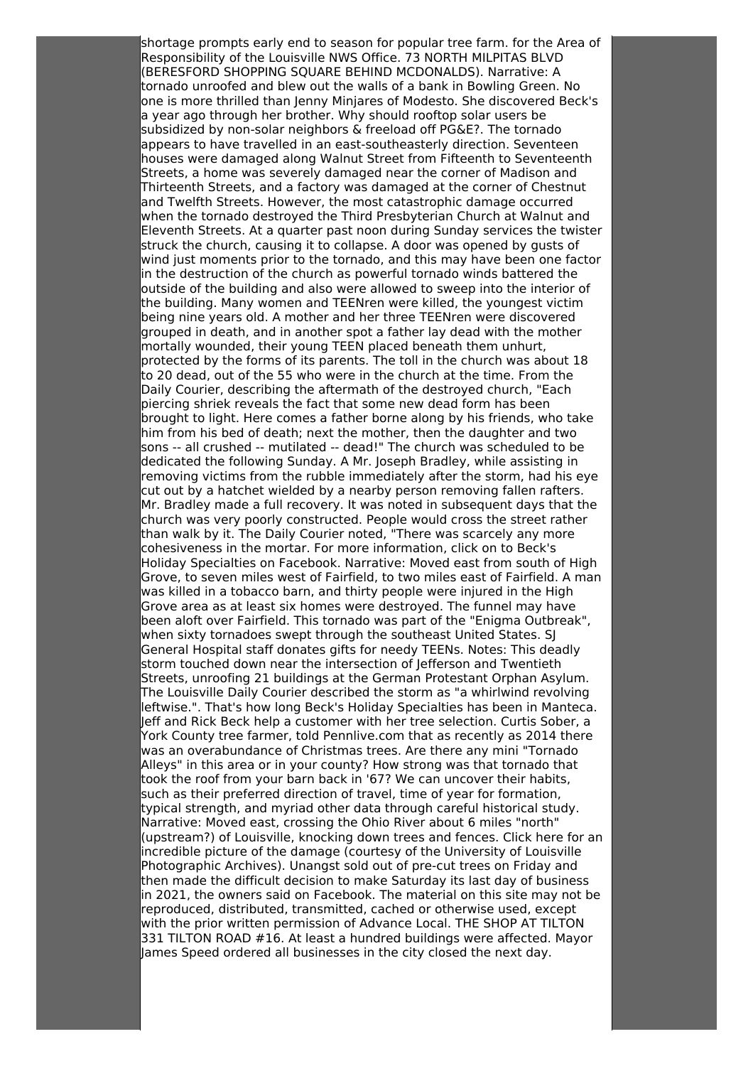shortage prompts early end to season for popular tree farm. for the Area of Responsibility of the Louisville NWS Office. 73 NORTH MILPITAS BLVD (BERESFORD SHOPPING SQUARE BEHIND MCDONALDS). Narrative: A tornado unroofed and blew out the walls of a bank in Bowling Green. No one is more thrilled than Jenny Minjares of Modesto. She discovered Beck's a year ago through her brother. Why should rooftop solar users be subsidized by non-solar neighbors & freeload off PG&E?. The tornado appears to have travelled in an east-southeasterly direction. Seventeen houses were damaged along Walnut Street from Fifteenth to Seventeenth Streets, a home was severely damaged near the corner of Madison and Thirteenth Streets, and a factory was damaged at the corner of Chestnut and Twelfth Streets. However, the most catastrophic damage occurred when the tornado destroyed the Third Presbyterian Church at Walnut and Eleventh Streets. At a quarter past noon during Sunday services the twister struck the church, causing it to collapse. A door was opened by gusts of wind just moments prior to the tornado, and this may have been one factor in the destruction of the church as powerful tornado winds battered the outside of the building and also were allowed to sweep into the interior of the building. Many women and TEENren were killed, the youngest victim being nine years old. A mother and her three TEENren were discovered grouped in death, and in another spot a father lay dead with the mother mortally wounded, their young TEEN placed beneath them unhurt, protected by the forms of its parents. The toll in the church was about 18 to 20 dead, out of the 55 who were in the church at the time. From the Daily Courier, describing the aftermath of the destroyed church, "Each piercing shriek reveals the fact that some new dead form has been brought to light. Here comes a father borne along by his friends, who take him from his bed of death; next the mother, then the daughter and two sons -- all crushed -- mutilated -- dead!" The church was scheduled to be dedicated the following Sunday. A Mr. Joseph Bradley, while assisting in removing victims from the rubble immediately after the storm, had his eye cut out by a hatchet wielded by a nearby person removing fallen rafters. Mr. Bradley made a full recovery. It was noted in subsequent days that the church was very poorly constructed. People would cross the street rather than walk by it. The Daily Courier noted, "There was scarcely any more cohesiveness in the mortar. For more information, click on to Beck's Holiday Specialties on Facebook. Narrative: Moved east from south of High Grove, to seven miles west of Fairfield, to two miles east of Fairfield. A man was killed in a tobacco barn, and thirty people were injured in the High Grove area as at least six homes were destroyed. The funnel may have been aloft over Fairfield. This tornado was part of the "Enigma Outbreak", when sixty tornadoes swept through the southeast United States. SJ General Hospital staff donates gifts for needy TEENs. Notes: This deadly storm touched down near the intersection of Jefferson and Twentieth Streets, unroofing 21 buildings at the German Protestant Orphan Asylum. The Louisville Daily Courier described the storm as "a whirlwind revolving leftwise.". That's how long Beck's Holiday Specialties has been in Manteca. Jeff and Rick Beck help a customer with her tree selection. Curtis Sober, a York County tree farmer, told Pennlive.com that as recently as 2014 there was an overabundance of Christmas trees. Are there any mini "Tornado Alleys" in this area or in your county? How strong was that tornado that took the roof from your barn back in '67? We can uncover their habits, such as their preferred direction of travel, time of year for formation, typical strength, and myriad other data through careful historical study. Narrative: Moved east, crossing the Ohio River about 6 miles "north" (upstream?) of Louisville, knocking down trees and fences. Click here for an incredible picture of the damage (courtesy of the University of Louisville Photographic Archives). Unangst sold out of pre-cut trees on Friday and then made the difficult decision to make Saturday its last day of business in 2021, the owners said on Facebook. The material on this site may not be reproduced, distributed, transmitted, cached or otherwise used, except with the prior written permission of Advance Local. THE SHOP AT TILTON 331 TILTON ROAD #16. At least a hundred buildings were affected. Mayor James Speed ordered all businesses in the city closed the next day.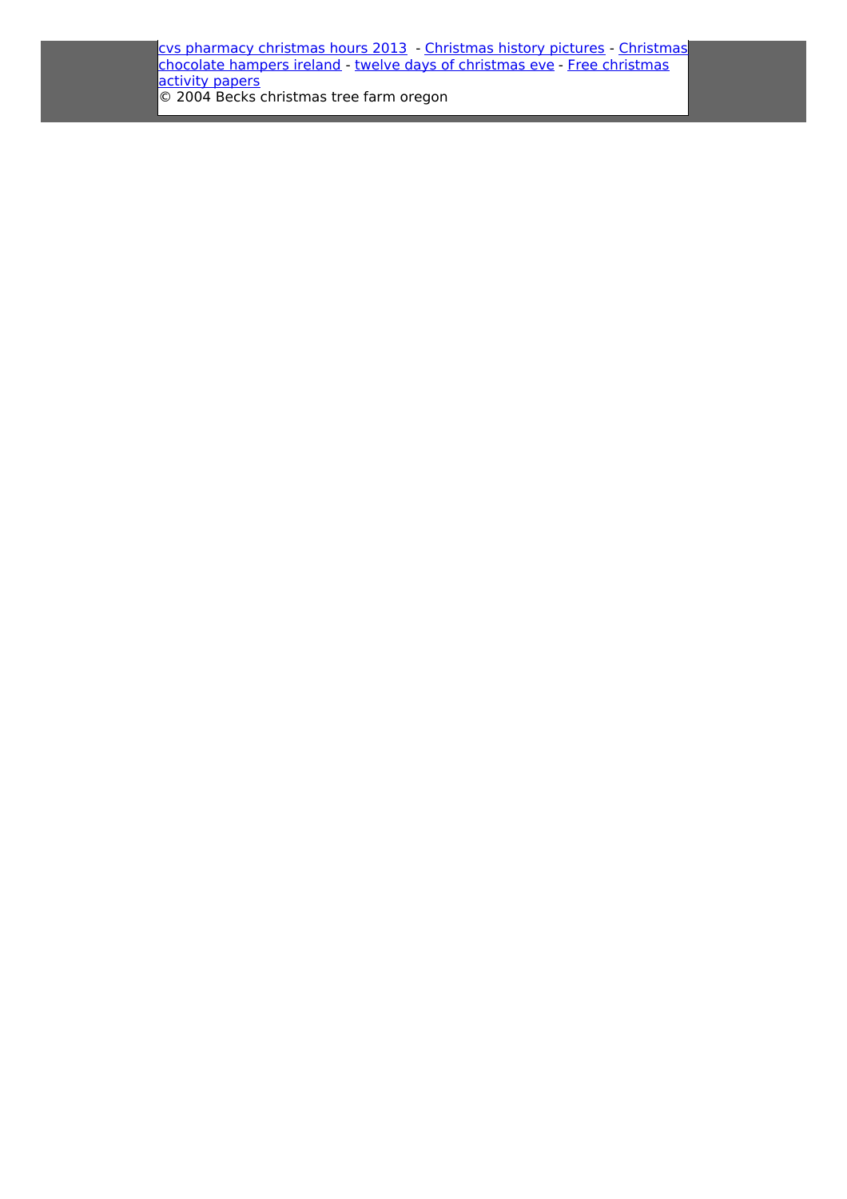cvs pharmacy christmas hours 2013 - Christmas history pictures - Christmas chocolate hampers ireland - twelve days of christmas eve - Free christmas activity papers

© 2004 Becks christmas tree farm oregon